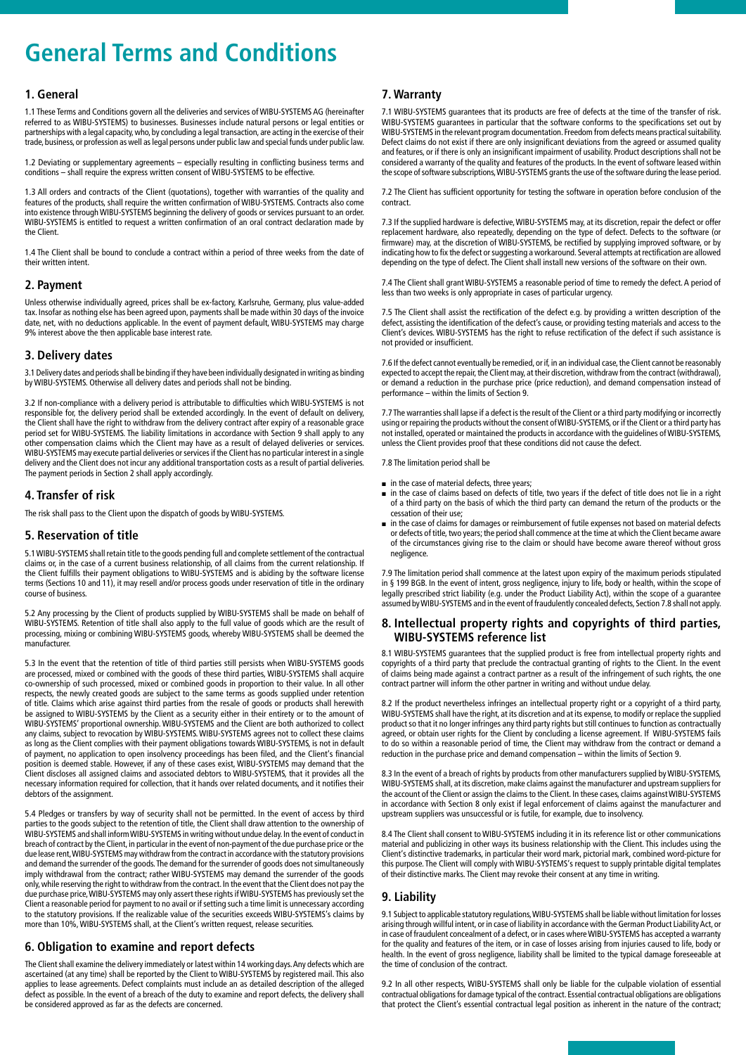# General Terms and Conditions

## 1. General

1.1 These Terms and Conditions govern all the deliveries and services of WIBU-SYSTEMS AG (hereinafter referred to as WIBU-SYSTEMS) to businesses. Businesses include natural persons or legal entities or partnerships with a legal capacity, who, by concluding a legal transaction, are acting in the exercise of their trade, business, or profession as well as legal persons under public law and special funds under public law.

1.2 Deviating or supplementary agreements – especially resulting in conflicting business terms and conditions – shall require the express written consent of WIBU-SYSTEMS to be effective.

1.3 All orders and contracts of the Client (quotations), together with warranties of the quality and features of the products, shall require the written confirmation of WIBU-SYSTEMS. Contracts also come into existence through WIBU-SYSTEMS beginning the delivery of goods or services pursuant to an order. WIBU-SYSTEMS is entitled to request a written confirmation of an oral contract declaration made by the Client.

1.4 The Client shall be bound to conclude a contract within a period of three weeks from the date of their written intent.

## 2. Payment

Unless otherwise individually agreed, prices shall be ex-factory, Karlsruhe, Germany, plus value-added tax. Insofar as nothing else has been agreed upon, payments shall be made within 30 days of the invoice date, net, with no deductions applicable. In the event of payment default, WIBU-SYSTEMS may charge 9% interest above the then applicable base interest rate.

## 3. Delivery dates

3.1 Delivery dates and periods shall be binding if they have been individually designated in writing as binding by WIBU-SYSTEMS. Otherwise all delivery dates and periods shall not be binding.

3.2 If non-compliance with a delivery period is attributable to difficulties which WIBU-SYSTEMS is not responsible for, the delivery period shall be extended accordingly. In the event of default on delivery, the Client shall have the right to withdraw from the delivery contract after expiry of a reasonable grace period set for WIBU-SYSTEMS. The liability limitations in accordance with Section 9 shall apply to any other compensation claims which the Client may have as a result of delayed deliveries or services. WIBU-SYSTEMS may execute partial deliveries or services if the Client has no particular interest in a single delivery and the Client does not incur any additional transportation costs as a result of partial deliveries. The payment periods in Section 2 shall apply accordingly.

## 4. Transfer of risk

The risk shall pass to the Client upon the dispatch of goods by WIBU-SYSTEMS.

## 5. Reservation of title

5.1 WIBU-SYSTEMS shall retain title to the goods pending full and complete settlement of the contractual claims or, in the case of a current business relationship, of all claims from the current relationship. If the Client fulfills their payment obligations to WIBU-SYSTEMS and is abiding by the software license terms (Sections 10 and 11), it may resell and/or process goods under reservation of title in the ordinary course of business.

5.2 Any processing by the Client of products supplied by WIBU-SYSTEMS shall be made on behalf of WIBU-SYSTEMS. Retention of title shall also apply to the full value of goods which are the result of processing, mixing or combining WIBU-SYSTEMS goods, whereby WIBU-SYSTEMS shall be deemed the manufacturer.

5.3 In the event that the retention of title of third parties still persists when WIBU-SYSTEMS goods are processed, mixed or combined with the goods of these third parties, WIBU-SYSTEMS shall acquire co-ownership of such processed, mixed or combined goods in proportion to their value. In all other respects, the newly created goods are subject to the same terms as goods supplied under retention of title. Claims which arise against third parties from the resale of goods or products shall herewith be assigned to WIBU-SYSTEMS by the Client as a security either in their entirety or to the amount of WIBU-SYSTEMS' proportional ownership. WIBU-SYSTEMS and the Client are both authorized to collect any claims, subject to revocation by WIBU-SYSTEMS. WIBU-SYSTEMS agrees not to collect these claims as long as the Client complies with their payment obligations towards WIBU-SYSTEMS, is not in default of payment, no application to open insolvency proceedings has been filed, and the Client's financial position is deemed stable. However, if any of these cases exist, WIBU-SYSTEMS may demand that the Client discloses all assigned claims and associated debtors to WIBU-SYSTEMS, that it provides all the necessary information required for collection, that it hands over related documents, and it notifies their debtors of the assignment.

5.4 Pledges or transfers by way of security shall not be permitted. In the event of access by third parties to the goods subject to the retention of title, the Client shall draw attention to the ownership of WIBU-SYSTEMS and shall inform WIBU-SYSTEMS in writing without undue delay. In the event of conduct in breach of contract by the Client, in particular in the event of non-payment of the due purchase price or the due lease rent, WIBU-SYSTEMS may withdraw from the contract in accordance with the statutory provisions and demand the surrender of the goods. The demand for the surrender of goods does not simultaneously imply withdrawal from the contract; rather WIBU-SYSTEMS may demand the surrender of the goods only, while reserving the right to withdraw from the contract. In the event that the Client does not pay the due purchase price, WIBU-SYSTEMS may only assert these rights if WIBU-SYSTEMS has previously set the Client a reasonable period for payment to no avail or if setting such a time limit is unnecessary according to the statutory provisions. If the realizable value of the securities exceeds WIBU-SYSTEMS's claims by more than 10%, WIBU-SYSTEMS shall, at the Client's written request, release securities.

## 6. Obligation to examine and report defects

The Client shall examine the delivery immediately or latest within 14 working days. Any defects which are ascertained (at any time) shall be reported by the Client to WIBU-SYSTEMS by registered mail. This also applies to lease agreements. Defect complaints must include an as detailed description of the alleged defect as possible. In the event of a breach of the duty to examine and report defects, the delivery shall be considered approved as far as the defects are concerned.

## 7. Warranty

7.1 WIBU-SYSTEMS guarantees that its products are free of defects at the time of the transfer of risk. WIBU-SYSTEMS guarantees in particular that the software conforms to the specifications set out by WIBU-SYSTEMS in the relevant program documentation. Freedom from defects means practical suitability. Defect claims do not exist if there are only insignificant deviations from the agreed or assumed quality and features, or if there is only an insignificant impairment of usability. Product descriptions shall not be considered a warranty of the quality and features of the products. In the event of software leased within the scope of software subscriptions, WIBU-SYSTEMS grants the use of the software during the lease period.

7.2 The Client has sufficient opportunity for testing the software in operation before conclusion of the contract.

7.3 If the supplied hardware is defective, WIBU-SYSTEMS may, at its discretion, repair the defect or offer replacement hardware, also repeatedly, depending on the type of defect. Defects to the software (or firmware) may, at the discretion of WIBU-SYSTEMS, be rectified by supplying improved software, or by indicating how to fix the defect or suggesting a workaround. Several attempts at rectification are allowed depending on the type of defect. The Client shall install new versions of the software on their own.

7.4 The Client shall grant WIBU-SYSTEMS a reasonable period of time to remedy the defect. A period of less than two weeks is only appropriate in cases of particular urgency.

7.5 The Client shall assist the rectification of the defect e.g. by providing a written description of the defect, assisting the identification of the defect's cause, or providing testing materials and access to the Client's devices. WIBU-SYSTEMS has the right to refuse rectification of the defect if such assistance is not provided or insufficient.

7.6 If the defect cannot eventually be remedied, or if, in an individual case, the Client cannot be reasonably expected to accept the repair, the Client may, at their discretion, withdraw from the contract (withdrawal), or demand a reduction in the purchase price (price reduction), and demand compensation instead of performance – within the limits of Section 9.

7.7 The warranties shall lapse if a defect is the result of the Client or a third party modifying or incorrectly using or repairing the products without the consent of WIBU-SYSTEMS, or if the Client or a third party has not installed, operated or maintained the products in accordance with the guidelines of WIBU-SYSTEMS, unless the Client provides proof that these conditions did not cause the defect.

7.8 The limitation period shall be

- in the case of material defects, three years;
- in the case of claims based on defects of title, two years if the defect of title does not lie in a right of a third party on the basis of which the third party can demand the return of the products or the cessation of their use;
- in the case of claims for damages or reimbursement of futile expenses not based on material defects or defects of title, two years; the period shall commence at the time at which the Client became aware of the circumstances giving rise to the claim or should have become aware thereof without gross negligence.

7.9 The limitation period shall commence at the latest upon expiry of the maximum periods stipulated in § 199 BGB. In the event of intent, gross negligence, injury to life, body or health, within the scope of legally prescribed strict liability (e.g. under the Product Liability Act), within the scope of a guarantee assumed by WIBU-SYSTEMS and in the event of fraudulently concealed defects, Section 7.8 shall not apply.

## 8. Intellectual property rights and copyrights of third parties, WIBU-SYSTEMS reference list

8.1 WIBU-SYSTEMS guarantees that the supplied product is free from intellectual property rights and copyrights of a third party that preclude the contractual granting of rights to the Client. In the event of claims being made against a contract partner as a result of the infringement of such rights, the one contract partner will inform the other partner in writing and without undue delay.

8.2 If the product nevertheless infringes an intellectual property right or a copyright of a third party, WIBU-SYSTEMS shall have the right, at its discretion and at its expense, to modify or replace the supplied product so that it no longer infringes any third party rights but still continues to function as contractually agreed, or obtain user rights for the Client by concluding a license agreement. If WIBU-SYSTEMS fails to do so within a reasonable period of time, the Client may withdraw from the contract or demand a reduction in the purchase price and demand compensation – within the limits of Section 9.

8.3 In the event of a breach of rights by products from other manufacturers supplied by WIBU-SYSTEMS, WIBU-SYSTEMS shall, at its discretion, make claims against the manufacturer and upstream suppliers for the account of the Client or assign the claims to the Client. In these cases, claims against WIBU-SYSTEMS in accordance with Section 8 only exist if legal enforcement of claims against the manufacturer and upstream suppliers was unsuccessful or is futile, for example, due to insolvency.

8.4 The Client shall consent to WIBU-SYSTEMS including it in its reference list or other communications material and publicizing in other ways its business relationship with the Client. This includes using the Client's distinctive trademarks, in particular their word mark, pictorial mark, combined word-picture for this purpose. The Client will comply with WIBU-SYSTEMS's request to supply printable digital templates of their distinctive marks. The Client may revoke their consent at any time in writing.

## 9. Liability

9.1 Subject to applicable statutory regulations, WIBU-SYSTEMS shall be liable without limitation for losses arising through willful intent, or in case of liability in accordance with the German Product Liability Act, or in case of fraudulent concealment of a defect, or in cases where WIBU-SYSTEMS has accepted a warranty for the quality and features of the item, or in case of losses arising from injuries caused to life, body or health. In the event of gross negligence, liability shall be limited to the typical damage foreseeable at the time of conclusion of the contract.

9.2 In all other respects, WIBU-SYSTEMS shall only be liable for the culpable violation of essential contractual obligations for damage typical of the contract. Essential contractual obligations are obligations that protect the Client's essential contractual legal position as inherent in the nature of the contract;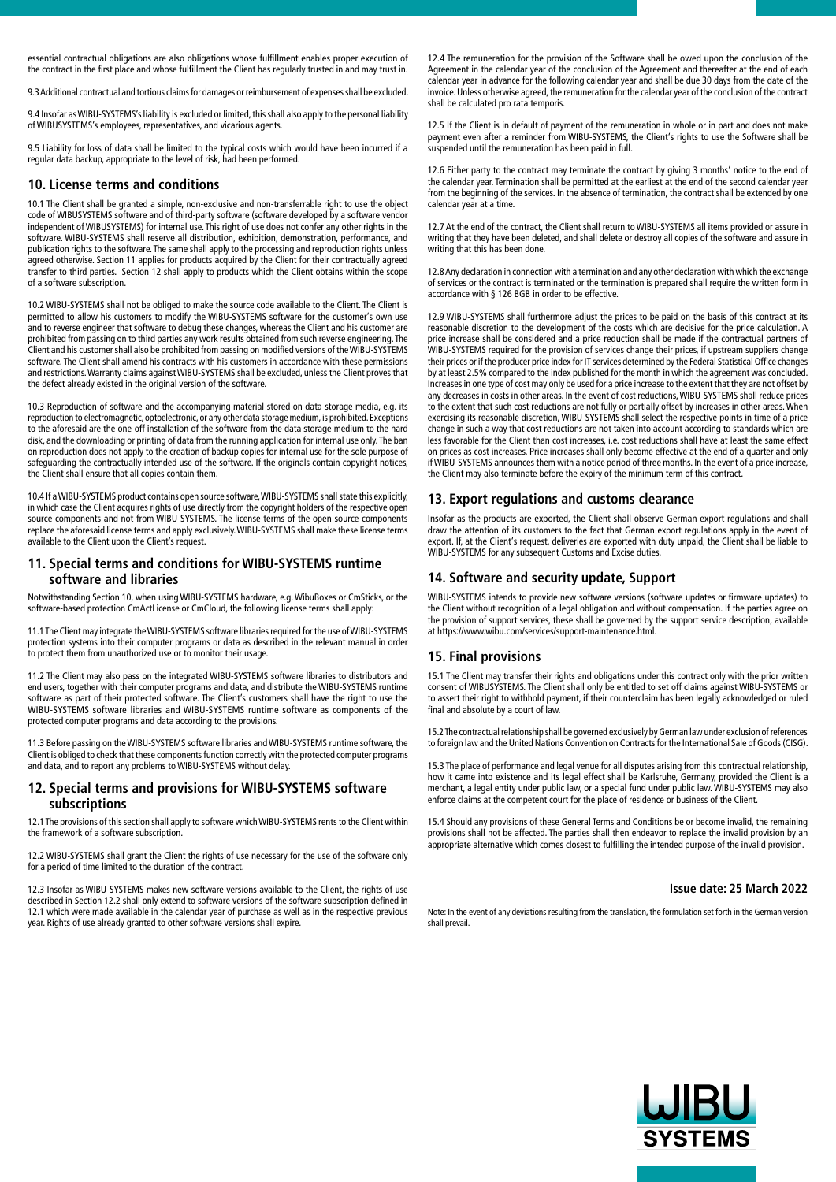essential contractual obligations are also obligations whose fulfillment enables proper execution of the contract in the first place and whose fulfillment the Client has regularly trusted in and may trust in.

9.3 Additional contractual and tortious claims for damages or reimbursement of expenses shall be excluded.

9.4 Insofar as WIBU-SYSTEMS's liability is excluded or limited, this shall also apply to the personal liability of WIBUSYSTEMS's employees, representatives, and vicarious agents.

9.5 Liability for loss of data shall be limited to the typical costs which would have been incurred if a regular data backup, appropriate to the level of risk, had been performed.

## 10. License terms and conditions

10.1 The Client shall be granted a simple, non-exclusive and non-transferrable right to use the object code of WIBUSYSTEMS software and of third-party software (software developed by a software vendor independent of WIBUSYSTEMS) for internal use. This right of use does not confer any other rights in the software. WIBU-SYSTEMS shall reserve all distribution, exhibition, demonstration, performance, and publication rights to the software. The same shall apply to the processing and reproduction rights unless agreed otherwise. Section 11 applies for products acquired by the Client for their contractually agreed transfer to third parties. Section 12 shall apply to products which the Client obtains within the scope of a software subscription.

10.2 WIBU-SYSTEMS shall not be obliged to make the source code available to the Client. The Client is permitted to allow his customers to modify the WIBU-SYSTEMS software for the customer's own use and to reverse engineer that software to debug these changes, whereas the Client and his customer are prohibited from passing on to third parties any work results obtained from such reverse engineering. The Client and his customer shall also be prohibited from passing on modified versions of the WIBU-SYSTEMS software. The Client shall amend his contracts with his customers in accordance with these permissions and restrictions. Warranty claims against WIBU-SYSTEMS shall be excluded, unless the Client proves that the defect already existed in the original version of the software.

10.3 Reproduction of software and the accompanying material stored on data storage media, e.g. its reproduction to electromagnetic, optoelectronic, or any other data storage medium, is prohibited. Exceptions to the aforesaid are the one-off installation of the software from the data storage medium to the hard disk, and the downloading or printing of data from the running application for internal use only. The ban on reproduction does not apply to the creation of backup copies for internal use for the sole purpose of safeguarding the contractually intended use of the software. If the originals contain copyright notices, the Client shall ensure that all copies contain them.

10.4 If a WIBU-SYSTEMS product contains open source software, WIBU-SYSTEMS shall state this explicitly, in which case the Client acquires rights of use directly from the copyright holders of the respective open source components and not from WIBU-SYSTEMS. The license terms of the open source components replace the aforesaid license terms and apply exclusively. WIBU-SYSTEMS shall make these license terms available to the Client upon the Client's request.

## 11. Special terms and conditions for WIBU-SYSTEMS runtime software and libraries

Notwithstanding Section 10, when using WIBU-SYSTEMS hardware, e.g. WibuBoxes or CmSticks, or the software-based protection CmActLicense or CmCloud, the following license terms shall apply:

11.1 The Client may integrate the WIBU-SYSTEMS software libraries required for the use of WIBU-SYSTEMS protection systems into their computer programs or data as described in the relevant manual in order to protect them from unauthorized use or to monitor their usage.

11.2 The Client may also pass on the integrated WIBU-SYSTEMS software libraries to distributors and end users, together with their computer programs and data, and distribute the WIBU-SYSTEMS runtime software as part of their protected software. The Client's customers shall have the right to use the WIBU-SYSTEMS software libraries and WIBU-SYSTEMS runtime software as components of the protected computer programs and data according to the provisions.

11.3 Before passing on the WIBU-SYSTEMS software libraries and WIBU-SYSTEMS runtime software, the Client is obliged to check that these components function correctly with the protected computer programs and data, and to report any problems to WIBU-SYSTEMS without delay.

## 12. Special terms and provisions for WIBU-SYSTEMS software subscriptions

12.1 The provisions of this section shall apply to software which WIBU-SYSTEMS rents to the Client within the framework of a software subscription.

12.2 WIBU-SYSTEMS shall grant the Client the rights of use necessary for the use of the software only for a period of time limited to the duration of the contract.

12.3 Insofar as WIBU-SYSTEMS makes new software versions available to the Client, the rights of use described in Section 12.2 shall only extend to software versions of the software subscription defined in 12.1 which were made available in the calendar year of purchase as well as in the respective previous year. Rights of use already granted to other software versions shall expire.

12.4 The remuneration for the provision of the Software shall be owed upon the conclusion of the Agreement in the calendar year of the conclusion of the Agreement and thereafter at the end of each calendar year in advance for the following calendar year and shall be due 30 days from the date of the invoice. Unless otherwise agreed, the remuneration for the calendar year of the conclusion of the contract shall be calculated pro rata temporis.

12.5 If the Client is in default of payment of the remuneration in whole or in part and does not make payment even after a reminder from WIBU-SYSTEMS, the Client's rights to use the Software shall be suspended until the remuneration has been paid in full.

12.6 Either party to the contract may terminate the contract by giving 3 months' notice to the end of the calendar year. Termination shall be permitted at the earliest at the end of the second calendar year from the beginning of the services. In the absence of termination, the contract shall be extended by one calendar year at a time.

12.7 At the end of the contract, the Client shall return to WIBU-SYSTEMS all items provided or assure in writing that they have been deleted, and shall delete or destroy all copies of the software and assure in writing that this has been done.

12.8 Any declaration in connection with a termination and any other declaration with which the exchange of services or the contract is terminated or the termination is prepared shall require the written form in accordance with § 126 BGB in order to be effective.

12.9 WIBU-SYSTEMS shall furthermore adjust the prices to be paid on the basis of this contract at its reasonable discretion to the development of the costs which are decisive for the price calculation. A price increase shall be considered and a price reduction shall be made if the contractual partners of WIBU-SYSTEMS required for the provision of services change their prices, if upstream suppliers change their prices or if the producer price index for IT services determined by the Federal Statistical Office changes by at least 2.5% compared to the index published for the month in which the agreement was concluded. Increases in one type of cost may only be used for a price increase to the extent that they are not offset by any decreases in costs in other areas. In the event of cost reductions, WIBU-SYSTEMS shall reduce prices to the extent that such cost reductions are not fully or partially offset by increases in other areas. When exercising its reasonable discretion, WIBU-SYSTEMS shall select the respective points in time of a price change in such a way that cost reductions are not taken into account according to standards which are less favorable for the Client than cost increases, i.e. cost reductions shall have at least the same effect on prices as cost increases. Price increases shall only become effective at the end of a quarter and only if WIBU-SYSTEMS announces them with a notice period of three months. In the event of a price increase, the Client may also terminate before the expiry of the minimum term of this contract.

## 13. Export regulations and customs clearance

Insofar as the products are exported, the Client shall observe German export regulations and shall draw the attention of its customers to the fact that German export regulations apply in the event of export. If, at the Client's request, deliveries are exported with duty unpaid, the Client shall be liable to WIBU-SYSTEMS for any subsequent Customs and Excise duties.

## 14. Software and security update, Support

WIBU-SYSTEMS intends to provide new software versions (software updates or firmware updates) to the Client without recognition of a legal obligation and without compensation. If the parties agree on the provision of support services, these shall be governed by the support service description, available at https://www.wibu.com/services/support-maintenance.html.

## 15. Final provisions

15.1 The Client may transfer their rights and obligations under this contract only with the prior written consent of WIBUSYSTEMS. The Client shall only be entitled to set off claims against WIBU-SYSTEMS or to assert their right to withhold payment, if their counterclaim has been legally acknowledged or ruled final and absolute by a court of law.

15.2 The contractual relationship shall be governed exclusively by German law under exclusion of references to foreign law and the United Nations Convention on Contracts for the International Sale of Goods (CISG).

15.3 The place of performance and legal venue for all disputes arising from this contractual relationship, how it came into existence and its legal effect shall be Karlsruhe, Germany, provided the Client is a merchant, a legal entity under public law, or a special fund under public law. WIBU-SYSTEMS may also enforce claims at the competent court for the place of residence or business of the Client.

15.4 Should any provisions of these General Terms and Conditions be or become invalid, the remaining provisions shall not be affected. The parties shall then endeavor to replace the invalid provision by an appropriate alternative which comes closest to fulfilling the intended purpose of the invalid provision.

**Issue date: 25 March 2022**

Note: In the event of any deviations resulting from the translation, the formulation set forth in the German version shall prevail.

WIBU SYSTEMS